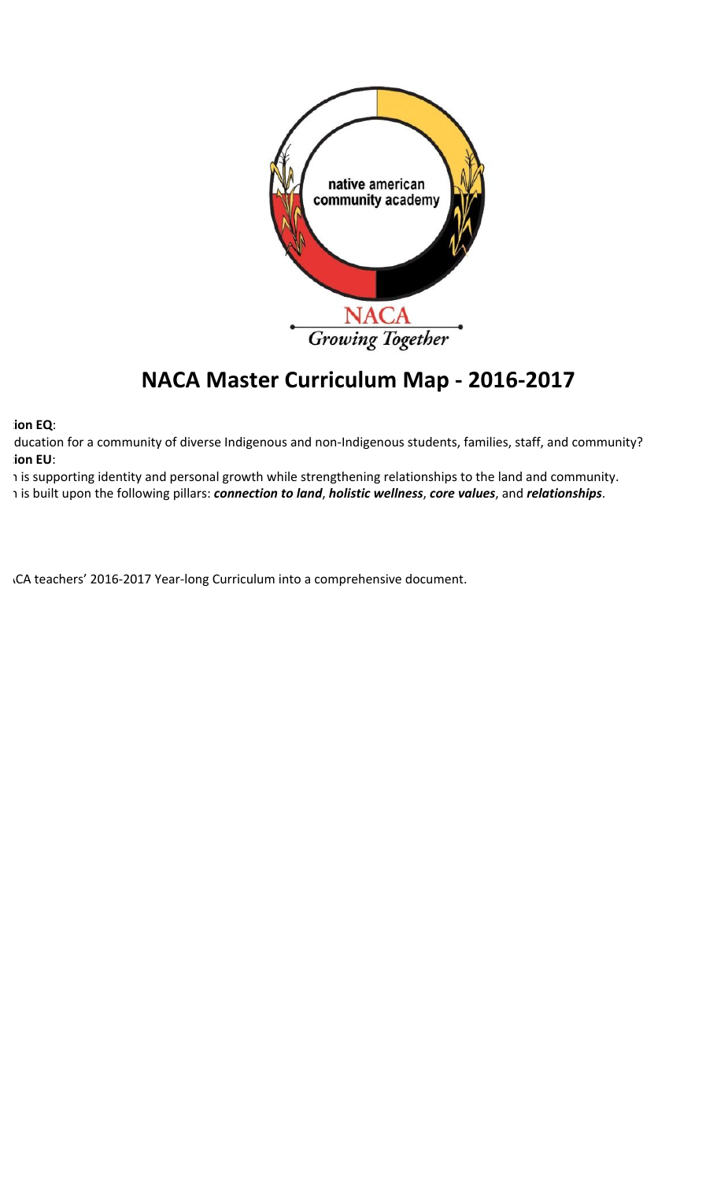native american community academy

NACA

*Growing Together*

# NACA Master Curriculum Map - 2016-2017

**ion EQ**:

ducation for a community of diverse Indigenous and non-Indigenous students, families, staff, and community?

**ion EU**:

ı is supporting identity and personal growth while strengthening relationships to the land and community.

ı is built upon the following pillars: ***connection to land***, ***holistic wellness***, ***core values***, and ***relationships***.

ıCA teachers' 2016-2017 Year-long Curriculum into a comprehensive document.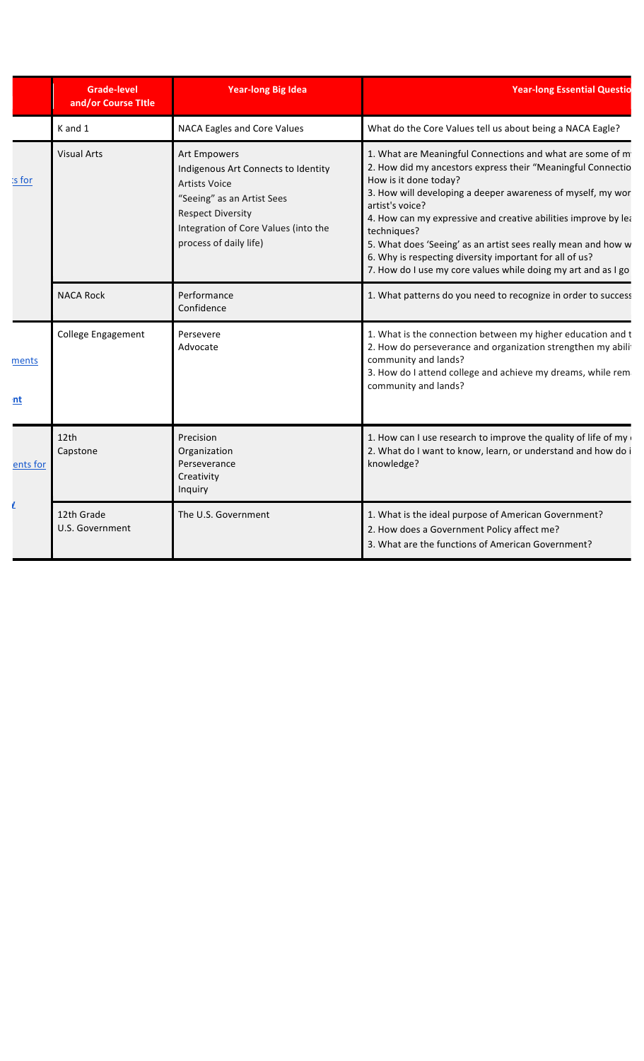| | Grade-level and/or Course TItle | Year-long Big Idea | Year-long Essential Questio |
|---|---|---|---|
| | K and 1 | NACA Eagles and Core Values | What do the Core Values tell us about being a NACA Eagle? |
| :s for | Visual Arts | Art Empowers<br>Indigenous Art Connects to Identity<br>Artists Voice<br>"Seeing" as an Artist Sees<br>Respect Diversity<br>Integration of Core Values (into the process of daily life) | 1. What are Meaningful Connections and what are some of m<br>2. How did my ancestors express their "Meaningful Connectio How is it done today?<br>3. How will developing a deeper awareness of myself, my wor artist's voice?<br>4. How can my expressive and creative abilities improve by lea techniques?<br>5. What does 'Seeing' as an artist sees really mean and how w<br>6. Why is respecting diversity important for all of us?<br>7. How do I use my core values while doing my art and as I go |
| | NACA Rock | Performance<br>Confidence | 1. What patterns do you need to recognize in order to success |
| ments<br><br>nt | College Engagement | Persevere<br>Advocate | 1. What is the connection between my higher education and t<br>2. How do perseverance and organization strengthen my abili community and lands?<br>3. How do I attend college and achieve my dreams, while rem community and lands? |
| ents for<br><br>/ | 12th<br>Capstone | Precision<br>Organization<br>Perseverance<br>Creativity<br>Inquiry | 1. How can I use research to improve the quality of life of my<br>2. What do I want to know, learn, or understand and how do i knowledge? |
| | 12th Grade<br>U.S. Government | The U.S. Government | 1. What is the ideal purpose of American Government?<br>2. How does a Government Policy affect me?<br>3. What are the functions of American Government? |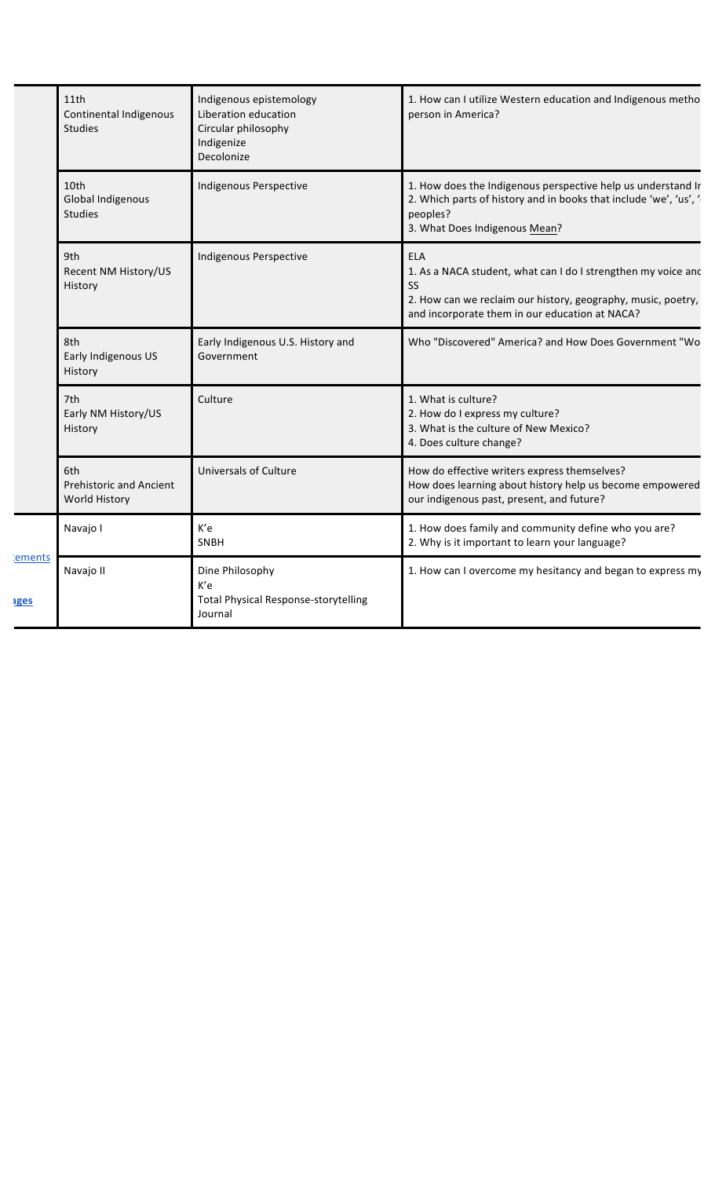| | Course | Focus | Essential Questions |
|---|---|---|---|
| | 11th<br>Continental Indigenous Studies | Indigenous epistemology<br>Liberation education<br>Circular philosophy<br>Indigenize<br>Decolonize | 1. How can I utilize Western education and Indigenous metho person in America? |
| | 10th<br>Global Indigenous Studies | Indigenous Perspective | 1. How does the Indigenous perspective help us understand Ir<br>2. Which parts of history and in books that include 'we', 'us', ' peoples?<br>3. What Does Indigenous Mean? |
| | 9th<br>Recent NM History/US History | Indigenous Perspective | ELA<br>1. As a NACA student, what can I do I strengthen my voice anc<br>SS<br>2. How can we reclaim our history, geography, music, poetry, and incorporate them in our education at NACA? |
| | 8th<br>Early Indigenous US History | Early Indigenous U.S. History and Government | Who "Discovered" America? and How Does Government "Wo |
| | 7th<br>Early NM History/US History | Culture | 1. What is culture?<br>2. How do I express my culture?<br>3. What is the culture of New Mexico?<br>4. Does culture change? |
| | 6th<br>Prehistoric and Ancient World History | Universals of Culture | How do effective writers express themselves?<br>How does learning about history help us become empowered our indigenous past, present, and future? |
| ements<br>ages | Navajo I | K'e<br>SNBH | 1. How does family and community define who you are?<br>2. Why is it important to learn your language? |
| | Navajo II | Dine Philosophy<br>K'e<br>Total Physical Response-storytelling<br>Journal | 1. How can I overcome my hesitancy and began to express my |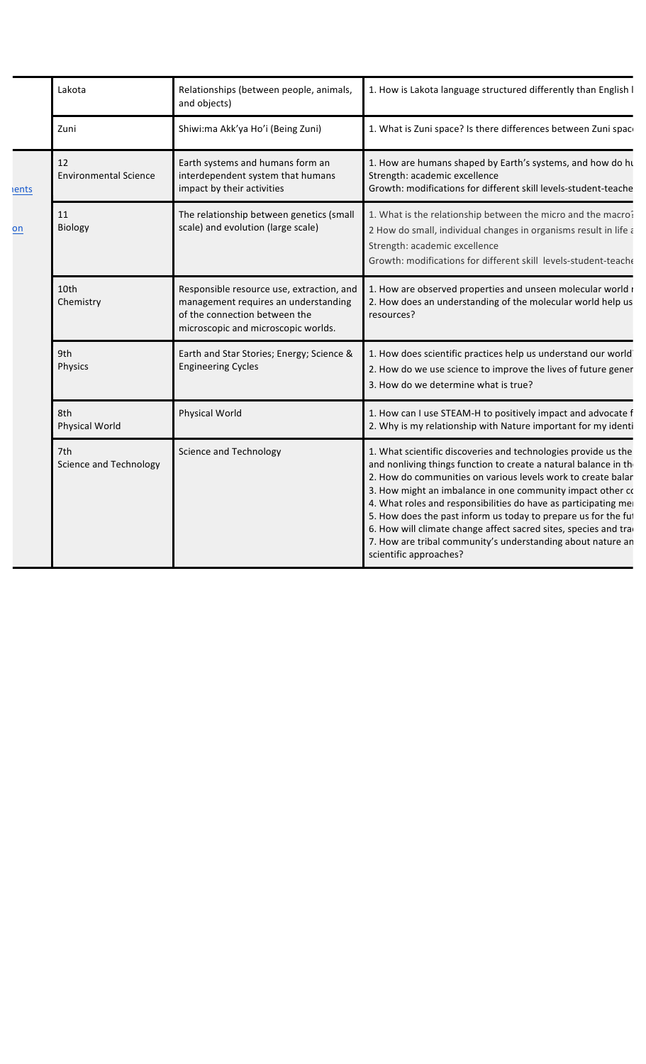| | | | |
|---|---|---|---|
| | Lakota | Relationships (between people, animals, and objects) | 1. How is Lakota language structured differently than English l |
| | Zuni | Shiwi:ma Akk'ya Ho'i (Being Zuni) | 1. What is Zuni space? Is there differences between Zuni spac |
| ients | 12<br>Environmental Science | Earth systems and humans form an interdependent system that humans impact by their activities | 1. How are humans shaped by Earth's systems, and how do hu<br>Strength: academic excellence<br>Growth: modifications for different skill levels-student-teache |
| on | 11<br>Biology | The relationship between genetics (small scale) and evolution (large scale) | 1. What is the relationship between the micro and the macro?<br>2 How do small, individual changes in organisms result in life a<br>Strength: academic excellence<br>Growth: modifications for different skill levels-student-teache |
| | 10th<br>Chemistry | Responsible resource use, extraction, and management requires an understanding of the connection between the microscopic and microscopic worlds. | 1. How are observed properties and unseen molecular world r<br>2. How does an understanding of the molecular world help us resources? |
| | 9th<br>Physics | Earth and Star Stories; Energy; Science & Engineering Cycles | 1. How does scientific practices help us understand our world<br>2. How do we use science to improve the lives of future gener<br>3. How do we determine what is true? |
| | 8th<br>Physical World | Physical World | 1. How can I use STEAM-H to positively impact and advocate f<br>2. Why is my relationship with Nature important for my identi |
| | 7th<br>Science and Technology | Science and Technology | 1. What scientific discoveries and technologies provide us the and nonliving things function to create a natural balance in th<br>2. How do communities on various levels work to create balar<br>3. How might an imbalance in one community impact other co<br>4. What roles and responsibilities do have as participating mer<br>5. How does the past inform us today to prepare us for the fu<br>6. How will climate change affect sacred sites, species and tra<br>7. How are tribal community's understanding about nature an scientific approaches? |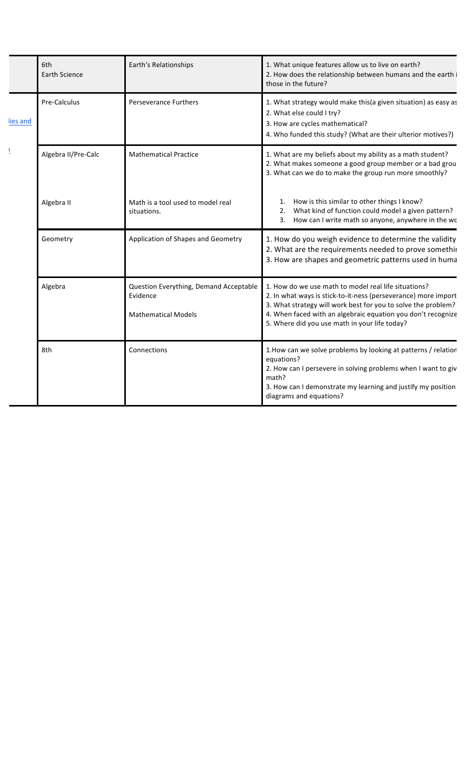| | | | |
|---|---|---|---|
| | 6th<br>Earth Science | Earth's Relationships | 1. What unique features allow us to live on earth?<br>2. How does the relationship between humans and the earth i those in the future? |
| lies and | Pre-Calculus | Perseverance Furthers | 1. What strategy would make this(a given situation) as easy as<br>2. What else could I try?<br>3. How are cycles mathematical?<br>4. Who funded this study? (What are their ulterior motives?) |
| ) | Algebra II/Pre-Calc | Mathematical Practice | 1. What are my beliefs about my ability as a math student?<br>2. What makes someone a good group member or a bad grou<br>3. What can we do to make the group run more smoothly? |
| | Algebra II | Math is a tool used to model real situations. | 1. How is this similar to other things I know?<br>2. What kind of function could model a given pattern?<br>3. How can I write math so anyone, anywhere in the wo |
| | Geometry | Application of Shapes and Geometry | 1. How do you weigh evidence to determine the validity<br>2. What are the requirements needed to prove somethi<br>3. How are shapes and geometric patterns used in huma |
| | Algebra | Question Everything, Demand Acceptable Evidence<br><br>Mathematical Models | 1. How do we use math to model real life situations?<br>2. In what ways is stick-to-it-ness (perseverance) more import<br>3. What strategy will work best for you to solve the problem?<br>4. When faced with an algebraic equation you don't recognize<br>5. Where did you use math in your life today? |
| | 8th | Connections | 1.How can we solve problems by looking at patterns / relation equations?<br>2. How can I persevere in solving problems when I want to giv math?<br>3. How can I demonstrate my learning and justify my position diagrams and equations? |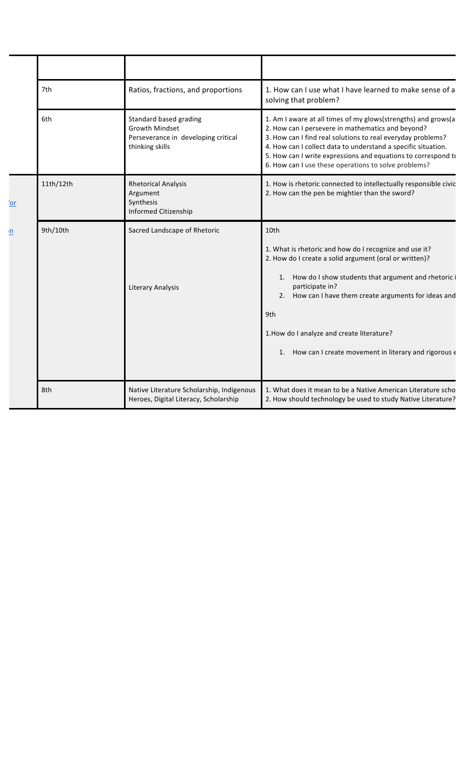| | | | |
|---|---|---|---|
| | 7th | Ratios, fractions, and proportions | 1. How can I use what I have learned to make sense of a solving that problem? |
| | 6th | Standard based grading<br>Growth Mindset<br>Perseverance in developing critical thinking skills | 1. Am I aware at all times of my glows(strengths) and grows(a<br>2. How can I persevere in mathematics and beyond?<br>3. How can I find real solutions to real everyday problems?<br>4. How can I collect data to understand a specific situation.<br>5. How can I write expressions and equations to correspond to<br>6. How can I use these operations to solve problems? |
| for | 11th/12th | Rhetorical Analysis<br>Argument<br>Synthesis<br>Informed Citizenship | 1. How is rhetoric connected to intellectually responsible civic<br>2. How can the pen be mightier than the sword? |
| n | 9th/10th | Sacred Landscape of Rhetoric<br><br>Literary Analysis | 10th<br><br>1. What is rhetoric and how do I recognize and use it?<br>2. How do I create a solid argument (oral or written)?<br><br>1. How do I show students that argument and rhetoric i participate in?<br>2. How can I have them create arguments for ideas and<br><br>9th<br><br>1.How do I analyze and create literature?<br><br>1. How can I create movement in literary and rigorous e |
| | 8th | Native Literature Scholarship, Indigenous Heroes, Digital Literacy, Scholarship | 1. What does it mean to be a Native American Literature scho<br>2. How should technology be used to study Native Literature? |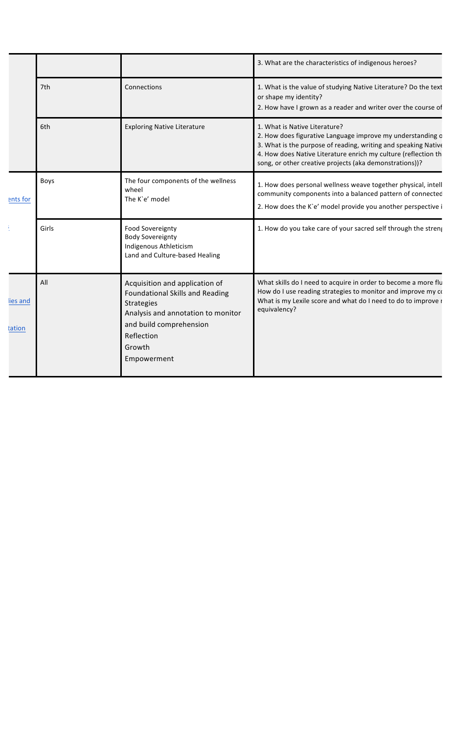| | | | |
|---|---|---|---|
| | | | 3. What are the characteristics of indigenous heroes? |
| | 7th | Connections | 1. What is the value of studying Native Literature? Do the text or shape my identity?<br>2. How have I grown as a reader and writer over the course of |
| | 6th | Exploring Native Literature | 1. What is Native Literature?<br>2. How does figurative Language improve my understanding o<br>3. What is the purpose of reading, writing and speaking Native<br>4. How does Native Literature enrich my culture (reflection th song, or other creative projects (aka demonstrations))? |
| ents for | Boys | The four components of the wellness wheel<br>The K`e' model | 1. How does personal wellness weave together physical, intell community components into a balanced pattern of connected<br>2. How does the K`e' model provide you another perspective i |
| | Girls | Food Sovereignty<br>Body Sovereignty<br>Indigenous Athleticism<br>Land and Culture-based Healing | 1. How do you take care of your sacred self through the streng |
| ies and<br>tation | All | Acquisition and application of Foundational Skills and Reading Strategies<br>Analysis and annotation to monitor and build comprehension<br>Reflection<br>Growth<br>Empowerment | What skills do I need to acquire in order to become a more flu<br>How do I use reading strategies to monitor and improve my co<br>What is my Lexile score and what do I need to do to improve r equivalency? |